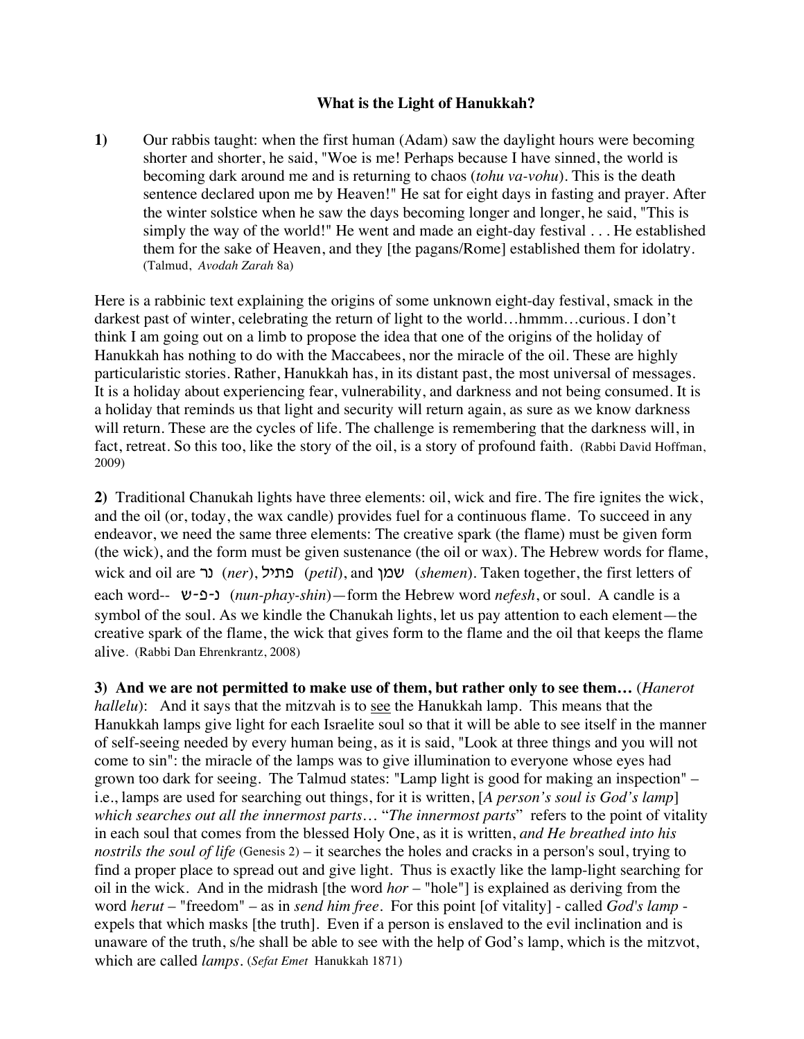# What is the Light of Hanukkah?

**1)** Our rabbis taught: when the first human (Adam) saw the daylight hours were becoming shorter and shorter, he said, "Woe is me! Perhaps because I have sinned, the world is becoming dark around me and is returning to chaos (*tohu va-vohu*). This is the death sentence declared upon me by Heaven!" He sat for eight days in fasting and prayer. After the winter solstice when he saw the days becoming longer and longer, he said, "This is simply the way of the world!" He went and made an eight-day festival . . . He established them for the sake of Heaven, and they [the pagans/Rome] established them for idolatry. (Talmud, *Avodah Zarah* 8a)

Here is a rabbinic text explaining the origins of some unknown eight-day festival, smack in the darkest past of winter, celebrating the return of light to the world…hmmm…curious. I don't think I am going out on a limb to propose the idea that one of the origins of the holiday of Hanukkah has nothing to do with the Maccabees, nor the miracle of the oil. These are highly particularistic stories. Rather, Hanukkah has, in its distant past, the most universal of messages. It is a holiday about experiencing fear, vulnerability, and darkness and not being consumed. It is a holiday that reminds us that light and security will return again, as sure as we know darkness will return. These are the cycles of life. The challenge is remembering that the darkness will, in fact, retreat. So this too, like the story of the oil, is a story of profound faith. (Rabbi David Hoffman, 2009)

**2)** Traditional Chanukah lights have three elements: oil, wick and fire. The fire ignites the wick, and the oil (or, today, the wax candle) provides fuel for a continuous flame. To succeed in any endeavor, we need the same three elements: The creative spark (the flame) must be given form (the wick), and the form must be given sustenance (the oil or wax). The Hebrew words for flame, wick and oil are נר (*ner*), פתיל (*petil*), and שמן (*shemen*). Taken together, the first letters of each word-- נ-פ-ש (*nun-phay-shin*)—form the Hebrew word *nefesh*, or soul. A candle is a symbol of the soul. As we kindle the Chanukah lights, let us pay attention to each element—the creative spark of the flame, the wick that gives form to the flame and the oil that keeps the flame alive. (Rabbi Dan Ehrenkrantz, 2008)

**3) And we are not permitted to make use of them, but rather only to see them…** (*Hanerot hallelu*): And it says that the mitzvah is to see the Hanukkah lamp. This means that the Hanukkah lamps give light for each Israelite soul so that it will be able to see itself in the manner of self-seeing needed by every human being, as it is said, "Look at three things and you will not come to sin": the miracle of the lamps was to give illumination to everyone whose eyes had grown too dark for seeing. The Talmud states: "Lamp light is good for making an inspection" – i.e., lamps are used for searching out things, for it is written, [*A person's soul is God's lamp*] *which searches out all the innermost parts…* "*The innermost parts*" refers to the point of vitality in each soul that comes from the blessed Holy One, as it is written, *and He breathed into his nostrils the soul of life* (Genesis 2) – it searches the holes and cracks in a person's soul, trying to find a proper place to spread out and give light. Thus is exactly like the lamp-light searching for oil in the wick. And in the midrash [the word *hor* – "hole"] is explained as deriving from the word *herut* – "freedom" – as in *send him free*. For this point [of vitality] - called *God's lamp* - expels that which masks [the truth]. Even if a person is enslaved to the evil inclination and is unaware of the truth, s/he shall be able to see with the help of God's lamp, which is the mitzvot, which are called *lamps*. (*Sefat Emet* Hanukkah 1871)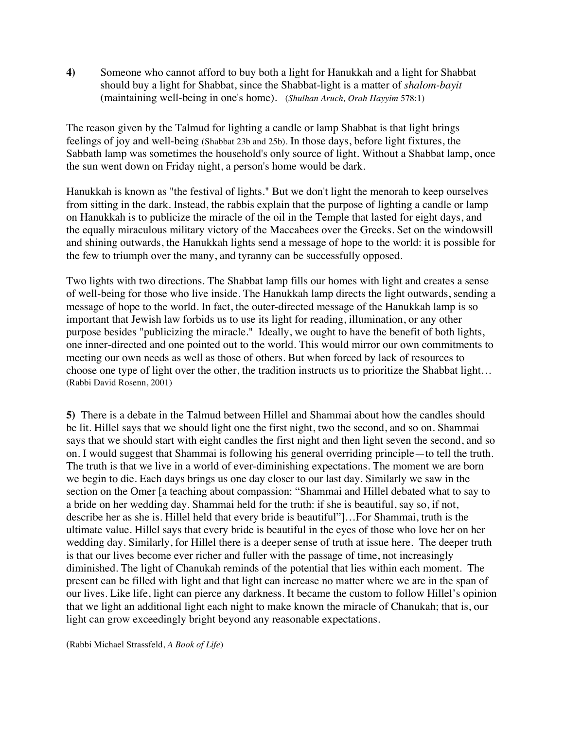**4)** Someone who cannot afford to buy both a light for Hanukkah and a light for Shabbat should buy a light for Shabbat, since the Shabbat-light is a matter of *shalom-bayit* (maintaining well-being in one's home). (*Shulhan Aruch, Orah Hayyim* 578:1)

The reason given by the Talmud for lighting a candle or lamp Shabbat is that light brings feelings of joy and well-being (Shabbat 23b and 25b). In those days, before light fixtures, the Sabbath lamp was sometimes the household's only source of light. Without a Shabbat lamp, once the sun went down on Friday night, a person's home would be dark.

Hanukkah is known as "the festival of lights." But we don't light the menorah to keep ourselves from sitting in the dark. Instead, the rabbis explain that the purpose of lighting a candle or lamp on Hanukkah is to publicize the miracle of the oil in the Temple that lasted for eight days, and the equally miraculous military victory of the Maccabees over the Greeks. Set on the windowsill and shining outwards, the Hanukkah lights send a message of hope to the world: it is possible for the few to triumph over the many, and tyranny can be successfully opposed.

Two lights with two directions. The Shabbat lamp fills our homes with light and creates a sense of well-being for those who live inside. The Hanukkah lamp directs the light outwards, sending a message of hope to the world. In fact, the outer-directed message of the Hanukkah lamp is so important that Jewish law forbids us to use its light for reading, illumination, or any other purpose besides "publicizing the miracle." Ideally, we ought to have the benefit of both lights, one inner-directed and one pointed out to the world. This would mirror our own commitments to meeting our own needs as well as those of others. But when forced by lack of resources to choose one type of light over the other, the tradition instructs us to prioritize the Shabbat light… (Rabbi David Rosenn, 2001)

**5)** There is a debate in the Talmud between Hillel and Shammai about how the candles should be lit. Hillel says that we should light one the first night, two the second, and so on. Shammai says that we should start with eight candles the first night and then light seven the second, and so on. I would suggest that Shammai is following his general overriding principle—to tell the truth. The truth is that we live in a world of ever-diminishing expectations. The moment we are born we begin to die. Each days brings us one day closer to our last day. Similarly we saw in the section on the Omer [a teaching about compassion: "Shammai and Hillel debated what to say to a bride on her wedding day. Shammai held for the truth: if she is beautiful, say so, if not, describe her as she is. Hillel held that every bride is beautiful"]…For Shammai, truth is the ultimate value. Hillel says that every bride is beautiful in the eyes of those who love her on her wedding day. Similarly, for Hillel there is a deeper sense of truth at issue here. The deeper truth is that our lives become ever richer and fuller with the passage of time, not increasingly diminished. The light of Chanukah reminds of the potential that lies within each moment. The present can be filled with light and that light can increase no matter where we are in the span of our lives. Like life, light can pierce any darkness. It became the custom to follow Hillel's opinion that we light an additional light each night to make known the miracle of Chanukah; that is, our light can grow exceedingly bright beyond any reasonable expectations.

(Rabbi Michael Strassfeld, *A Book of Life*)